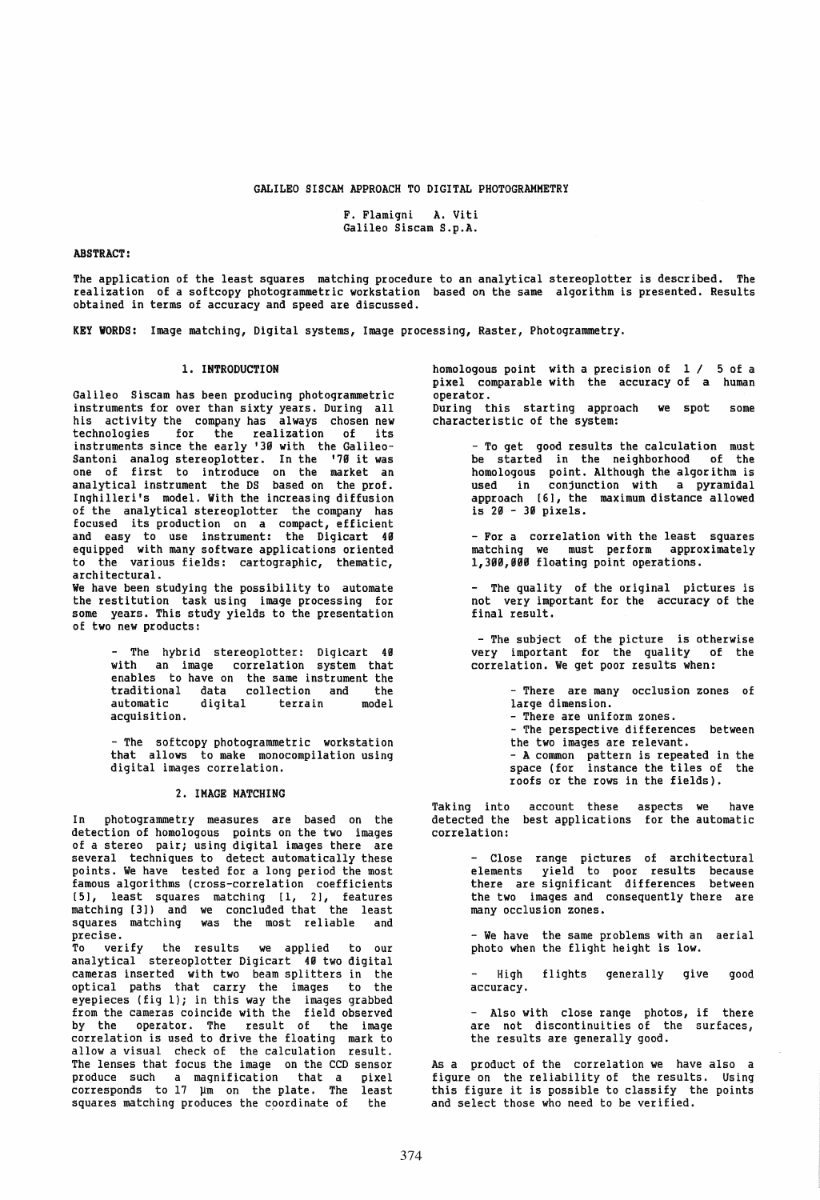# GALILEO SISCAM APPROACH TO DIGITAL PHOTOGRAMMETRY

F. Flamigni A. Viti
Galileo Siscam S.p.A.

**ABSTRACT:**

The application of the least squares matching procedure to an analytical stereoplotter is described. The realization of a softcopy photogrammetric workstation based on the same algorithm is presented. Results obtained in terms of accuracy and speed are discussed.

**KEY WORDS:** Image matching, Digital systems, Image processing, Raster, Photogrammetry.

## 1. INTRODUCTION

Galileo Siscam has been producing photogrammetric instruments for over than sixty years. During all his activity the company has always chosen new technologies for the realization of its instruments since the early '30 with the Galileo-Santoni analog stereoplotter. In the '70 it was one of first to introduce on the market an analytical instrument the DS based on the prof. Inghilleri's model. With the increasing diffusion of the analytical stereoplotter the company has focused its production on a compact, efficient and easy to use instrument: the Digicart 40 equipped with many software applications oriented to the various fields: cartographic, thematic, architectural.

We have been studying the possibility to automate the restitution task using image processing for some years. This study yields to the presentation of two new products:

- The hybrid stereoplotter: Digicart 40 with an image correlation system that enables to have on the same instrument the traditional data collection and the automatic digital terrain model acquisition.

- The softcopy photogrammetric workstation that allows to make monocompilation using digital images correlation.

## 2. IMAGE MATCHING

In photogrammetry measures are based on the detection of homologous points on the two images of a stereo pair; using digital images there are several techniques to detect automatically these points. We have tested for a long period the most famous algorithms (cross-correlation coefficients [5], least squares matching [1, 2], features matching [3]) and we concluded that the least squares matching was the most reliable and precise.

To verify the results we applied to our analytical stereoplotter Digicart 40 two digital cameras inserted with two beam splitters in the optical paths that carry the images to the eyepieces (fig 1); in this way the images grabbed from the cameras coincide with the field observed by the operator. The result of the image correlation is used to drive the floating mark to allow a visual check of the calculation result. The lenses that focus the image on the CCD sensor produce such a magnification that a pixel corresponds to 17 µm on the plate. The least squares matching produces the coordinate of the homologous point with a precision of 1 / 5 of a pixel comparable with the accuracy of a human operator.

During this starting approach we spot some characteristic of the system:

- To get good results the calculation must be started in the neighborhood of the homologous point. Although the algorithm is used in conjunction with a pyramidal approach [6], the maximum distance allowed is 20 - 30 pixels.

- For a correlation with the least squares matching we must perform approximately 1,300,000 floating point operations.

- The quality of the original pictures is not very important for the accuracy of the final result.

- The subject of the picture is otherwise very important for the quality of the correlation. We get poor results when:

  - There are many occlusion zones of large dimension.
  - There are uniform zones.
  - The perspective differences between the two images are relevant.
  - A common pattern is repeated in the space (for instance the tiles of the roofs or the rows in the fields).

Taking into account these aspects we have detected the best applications for the automatic correlation:

- Close range pictures of architectural elements yield to poor results because there are significant differences between the two images and consequently there are many occlusion zones.

- We have the same problems with an aerial photo when the flight height is low.

- High flights generally give good accuracy.

- Also with close range photos, if there are not discontinuities of the surfaces, the results are generally good.

As a product of the correlation we have also a figure on the reliability of the results. Using this figure it is possible to classify the points and select those who need to be verified.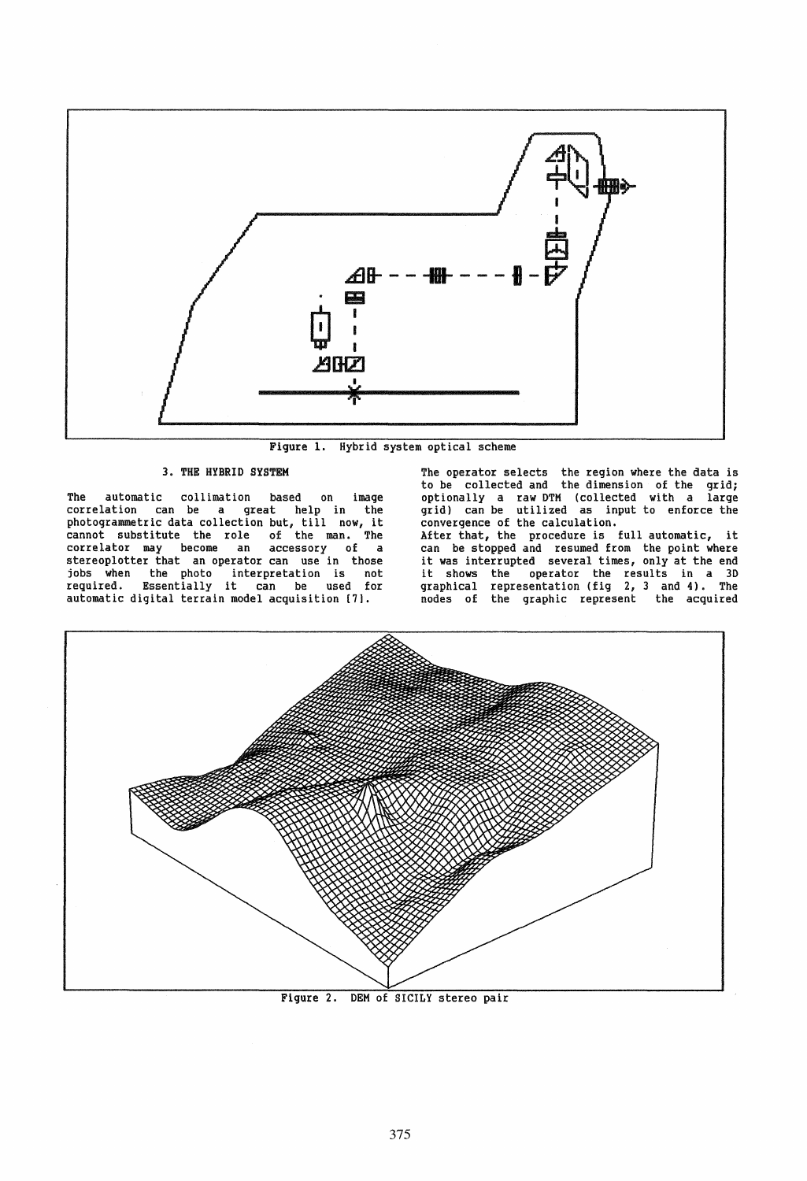Figure 1. Hybrid system optical scheme

## 3. THE HYBRID SYSTEM

The automatic collimation based on image correlation can be a great help in the photogrammetric data collection but, till now, it cannot substitute the role of the man. The correlator may become an accessory of a stereoplotter that an operator can use in those jobs when the photo interpretation is not required. Essentially it can be used for automatic digital terrain model acquisition [7].

The operator selects the region where the data is to be collected and the dimension of the grid; optionally a raw DTM (collected with a large grid) can be utilized as input to enforce the convergence of the calculation.
After that, the procedure is full automatic, it can be stopped and resumed from the point where it was interrupted several times, only at the end it shows the operator the results in a 3D graphical representation (fig 2, 3 and 4). The nodes of the graphic represent the acquired

Figure 2. DEM of SICILY stereo pair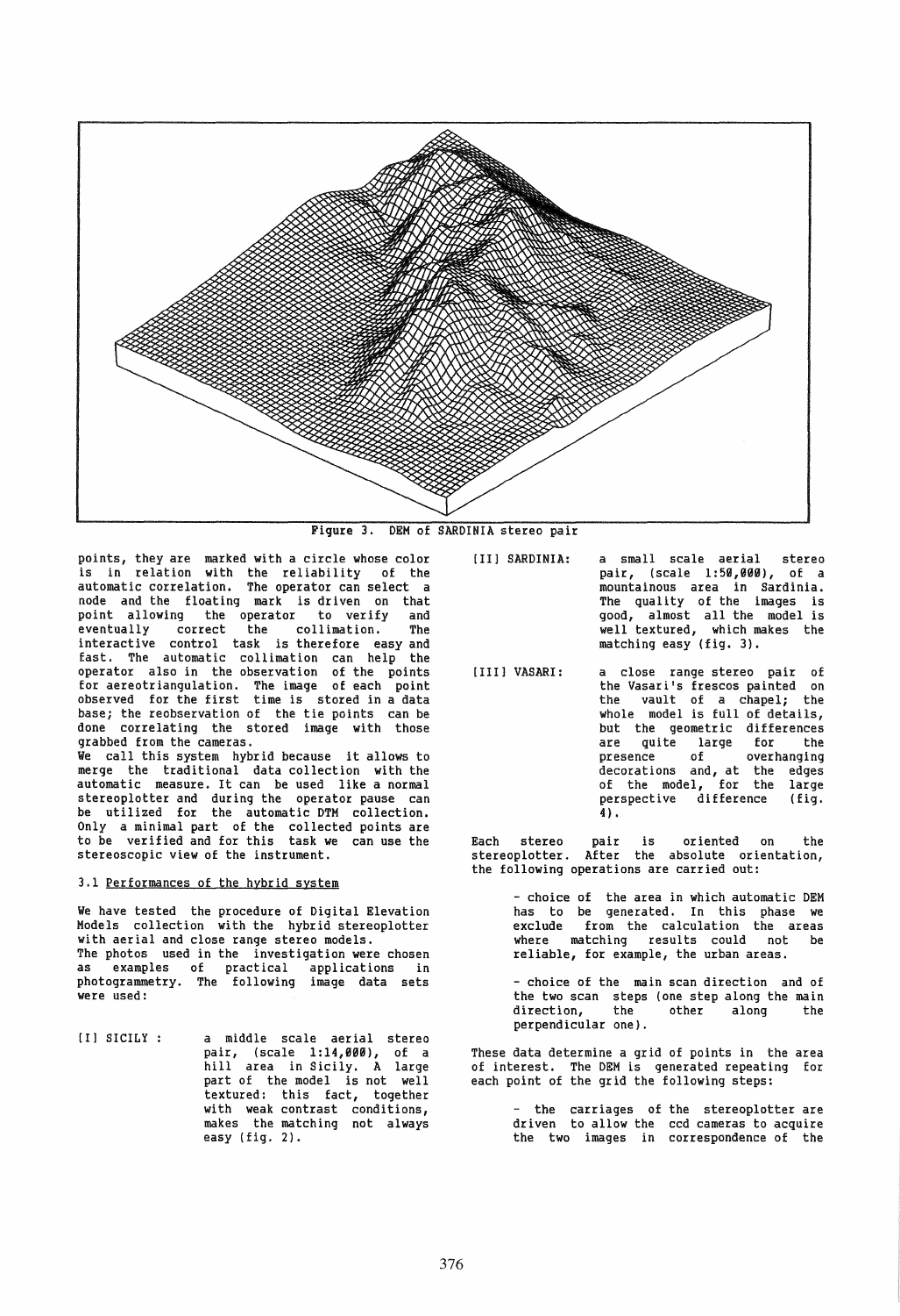Figure 3. DEM of SARDINIA stereo pair

points, they are marked with a circle whose color is in relation with the reliability of the automatic correlation. The operator can select a node and the floating mark is driven on that point allowing the operator to verify and eventually correct the collimation. The interactive control task is therefore easy and fast. The automatic collimation can help the operator also in the observation of the points for aereotriangulation. The image of each point observed for the first time is stored in a data base; the reobservation of the tie points can be done correlating the stored image with those grabbed from the cameras.

We call this system hybrid because it allows to merge the traditional data collection with the automatic measure. It can be used like a normal stereoplotter and during the operator pause can be utilized for the automatic DTM collection. Only a minimal part of the collected points are to be verified and for this task we can use the stereoscopic view of the instrument.

### 3.1 Performances of the hybrid system

We have tested the procedure of Digital Elevation Models collection with the hybrid stereoplotter with aerial and close range stereo models.

The photos used in the investigation were chosen as examples of practical applications in photogrammetry. The following image data sets were used:

[I] SICILY : a middle scale aerial stereo pair, (scale 1:14,000), of a hill area in Sicily. A large part of the model is not well textured: this fact, together with weak contrast conditions, makes the matching not always easy (fig. 2).

[II] SARDINIA: a small scale aerial stereo pair, (scale 1:50,000), of a mountainous area in Sardinia. The quality of the images is good, almost all the model is well textured, which makes the matching easy (fig. 3).

[III] VASARI: a close range stereo pair of the Vasari's frescos painted on the vault of a chapel; the whole model is full of details, but the geometric differences are quite large for the presence of overhanging decorations and, at the edges of the model, for the large perspective difference (fig. 4).

Each stereo pair is oriented on the stereoplotter. After the absolute orientation, the following operations are carried out:

- choice of the area in which automatic DEM has to be generated. In this phase we exclude from the calculation the areas where matching results could not be reliable, for example, the urban areas.

- choice of the main scan direction and of the two scan steps (one step along the main direction, the other along the perpendicular one).

These data determine a grid of points in the area of interest. The DEM is generated repeating for each point of the grid the following steps:

- the carriages of the stereoplotter are driven to allow the ccd cameras to acquire the two images in correspondence of the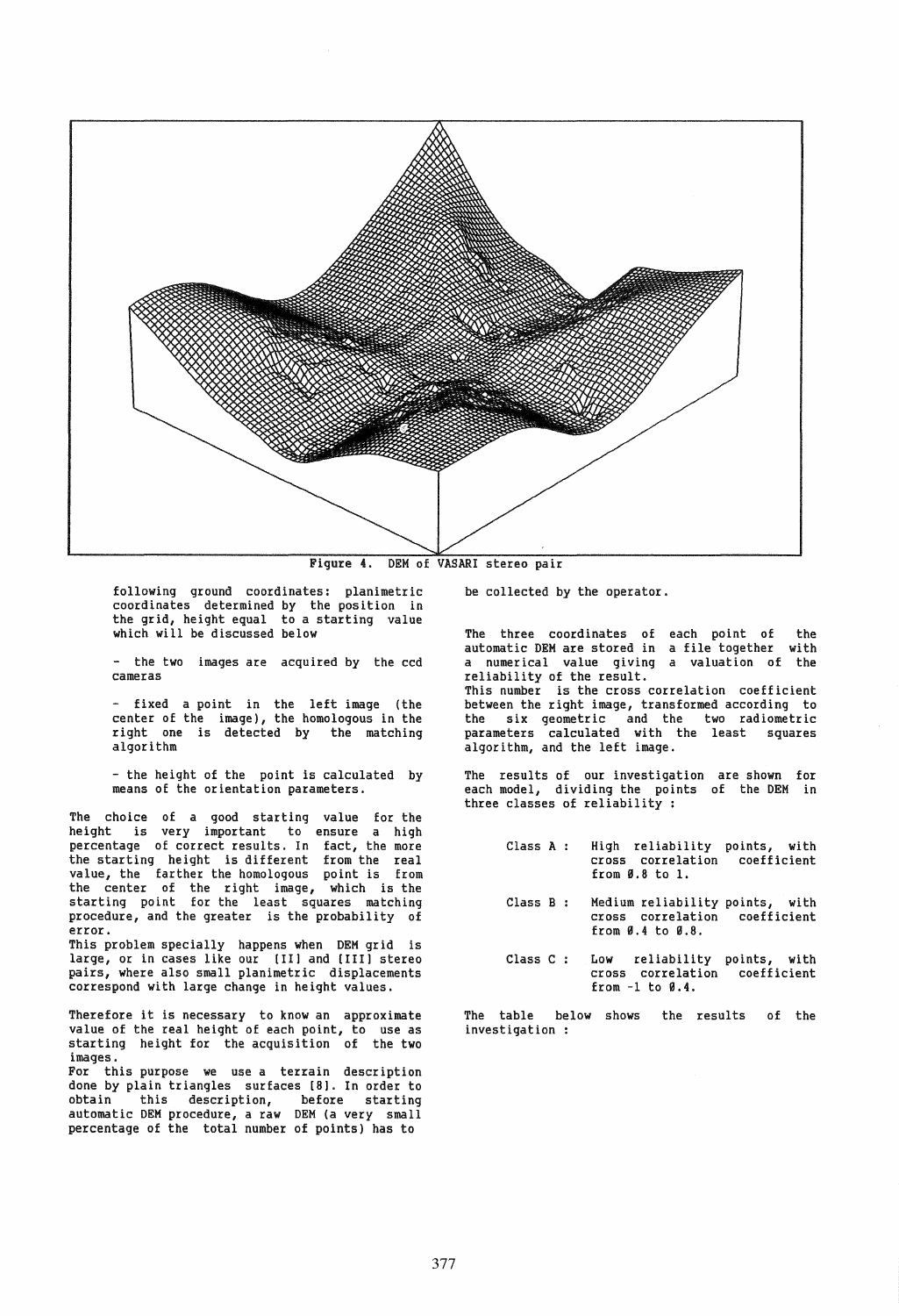Figure 4. DEM of VASARI stereo pair

following ground coordinates: planimetric coordinates determined by the position in the grid, height equal to a starting value which will be discussed below

- the two images are acquired by the ccd cameras

- fixed a point in the left image (the center of the image), the homologous in the right one is detected by the matching algorithm

- the height of the point is calculated by means of the orientation parameters.

The choice of a good starting value for the height is very important to ensure a high percentage of correct results. In fact, the more the starting height is different from the real value, the farther the homologous point is from the center of the right image, which is the starting point for the least squares matching procedure, and the greater is the probability of error.
This problem specially happens when DEM grid is large, or in cases like our [II] and [III] stereo pairs, where also small planimetric displacements correspond with large change in height values.

Therefore it is necessary to know an approximate value of the real height of each point, to use as starting height for the acquisition of the two images.
For this purpose we use a terrain description done by plain triangles surfaces [8]. In order to obtain this description, before starting automatic DEM procedure, a raw DEM (a very small percentage of the total number of points) has to be collected by the operator.

The three coordinates of each point of the automatic DEM are stored in a file together with a numerical value giving a valuation of the reliability of the result.
This number is the cross correlation coefficient between the right image, transformed according to the six geometric and the two radiometric parameters calculated with the least squares algorithm, and the left image.

The results of our investigation are shown for each model, dividing the points of the DEM in three classes of reliability :

- Class A : High reliability points, with cross correlation coefficient from 0.8 to 1.
- Class B : Medium reliability points, with cross correlation coefficient from 0.4 to 0.8.
- Class C : Low reliability points, with cross correlation coefficient from -1 to 0.4.

The table below shows the results of the investigation :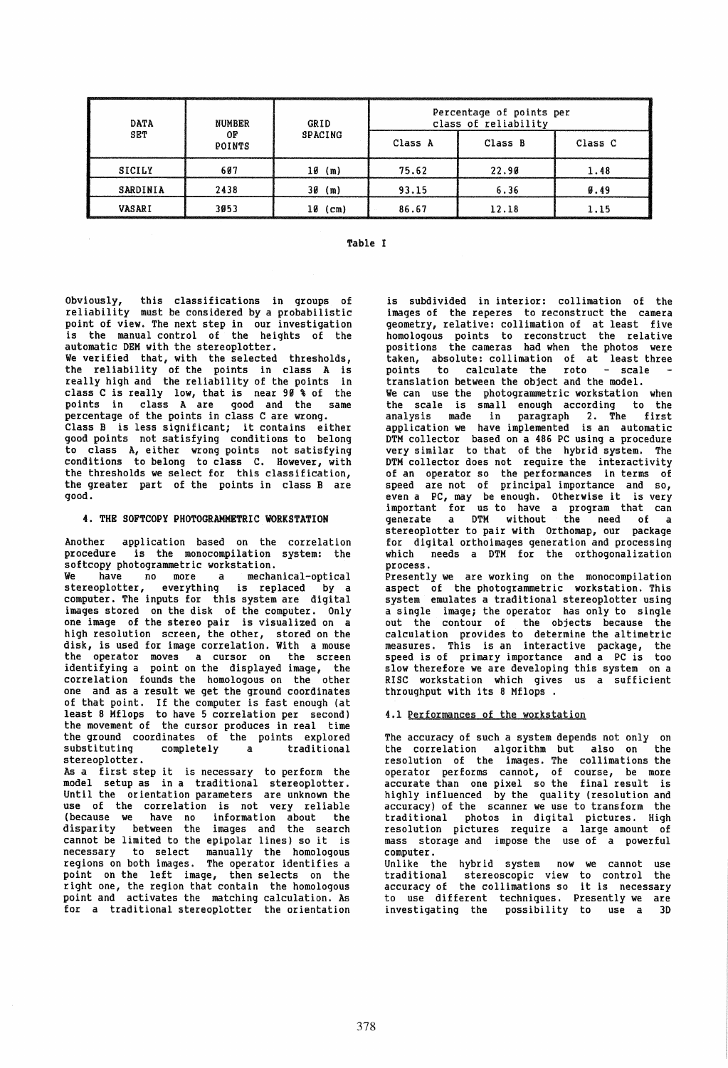| DATA SET | NUMBER OF POINTS | GRID SPACING | Percentage of points per class of reliability | | |
|---|---|---|---|---|---|
| | | | Class A | Class B | Class C |
| SICILY | 607 | 10 (m) | 75.62 | 22.90 | 1.48 |
| SARDINIA | 2438 | 30 (m) | 93.15 | 6.36 | 0.49 |
| VASARI | 3053 | 10 (cm) | 86.67 | 12.18 | 1.15 |

Table I

Obviously, this classifications in groups of reliability must be considered by a probabilistic point of view. The next step in our investigation is the manual control of the heights of the automatic DEM with the stereoplotter.

We verified that, with the selected thresholds, the reliability of the points in class A is really high and the reliability of the points in class C is really low, that is near 90 % of the points in class A are good and the same percentage of the points in class C are wrong.

Class B is less significant; it contains either good points not satisfying conditions to belong to class A, either wrong points not satisfying conditions to belong to class C. However, with the thresholds we select for this classification, the greater part of the points in class B are good.

## 4. THE SOFTCOPY PHOTOGRAMMETRIC WORKSTATION

Another application based on the correlation procedure is the monocompilation system: the softcopy photogrammetric workstation.

We have no more a mechanical-optical stereoplotter, everything is replaced by a computer. The inputs for this system are digital images stored on the disk of the computer. Only one image of the stereo pair is visualized on a high resolution screen, the other, stored on the disk, is used for image correlation. With a mouse the operator moves a cursor on the screen identifying a point on the displayed image, the correlation founds the homologous on the other one and as a result we get the ground coordinates of that point. If the computer is fast enough (at least 8 Mflops to have 5 correlation per second) the movement of the cursor produces in real time the ground coordinates of the points explored substituting completely a traditional stereoplotter.

As a first step it is necessary to perform the model setup as in a traditional stereoplotter. Until the orientation parameters are unknown the use of the correlation is not very reliable (because we have no information about the disparity between the images and the search cannot be limited to the epipolar lines) so it is necessary to select manually the homologous regions on both images. The operator identifies a point on the left image, then selects on the right one, the region that contain the homologous point and activates the matching calculation. As for a traditional stereoplotter the orientation is subdivided in interior: collimation of the images of the reperes to reconstruct the camera geometry, relative: collimation of at least five homologous points to reconstruct the relative positions the cameras had when the photos were taken, absolute: collimation of at least three points to calculate the roto - scale - translation between the object and the model.

We can use the photogrammetric workstation when the scale is small enough according to the analysis made in paragraph 2. The first application we have implemented is an automatic DTM collector based on a 486 PC using a procedure very similar to that of the hybrid system. The DTM collector does not require the interactivity of an operator so the performances in terms of speed are not of principal importance and so, even a PC, may be enough. Otherwise it is very important for us to have a program that can generate a DTM without the need of a stereoplotter to pair with Orthomap, our package for digital orthoimages generation and processing which needs a DTM for the orthogonalization process.

Presently we are working on the monocompilation aspect of the photogrammetric workstation. This system emulates a traditional stereoplotter using a single image; the operator has only to single out the contour of the objects because the calculation provides to determine the altimetric measures. This is an interactive package, the speed is of primary importance and a PC is too slow therefore we are developing this system on a RISC workstation which gives us a sufficient throughput with its 8 Mflops .

### 4.1 Performances of the workstation

The accuracy of such a system depends not only on the correlation algorithm but also on the resolution of the images. The collimations the operator performs cannot, of course, be more accurate than one pixel so the final result is highly influenced by the quality (resolution and accuracy) of the scanner we use to transform the traditional photos in digital pictures. High resolution pictures require a large amount of mass storage and impose the use of a powerful computer.

Unlike the hybrid system now we cannot use traditional stereoscopic view to control the accuracy of the collimations so it is necessary to use different techniques. Presently we are investigating the possibility to use a 3D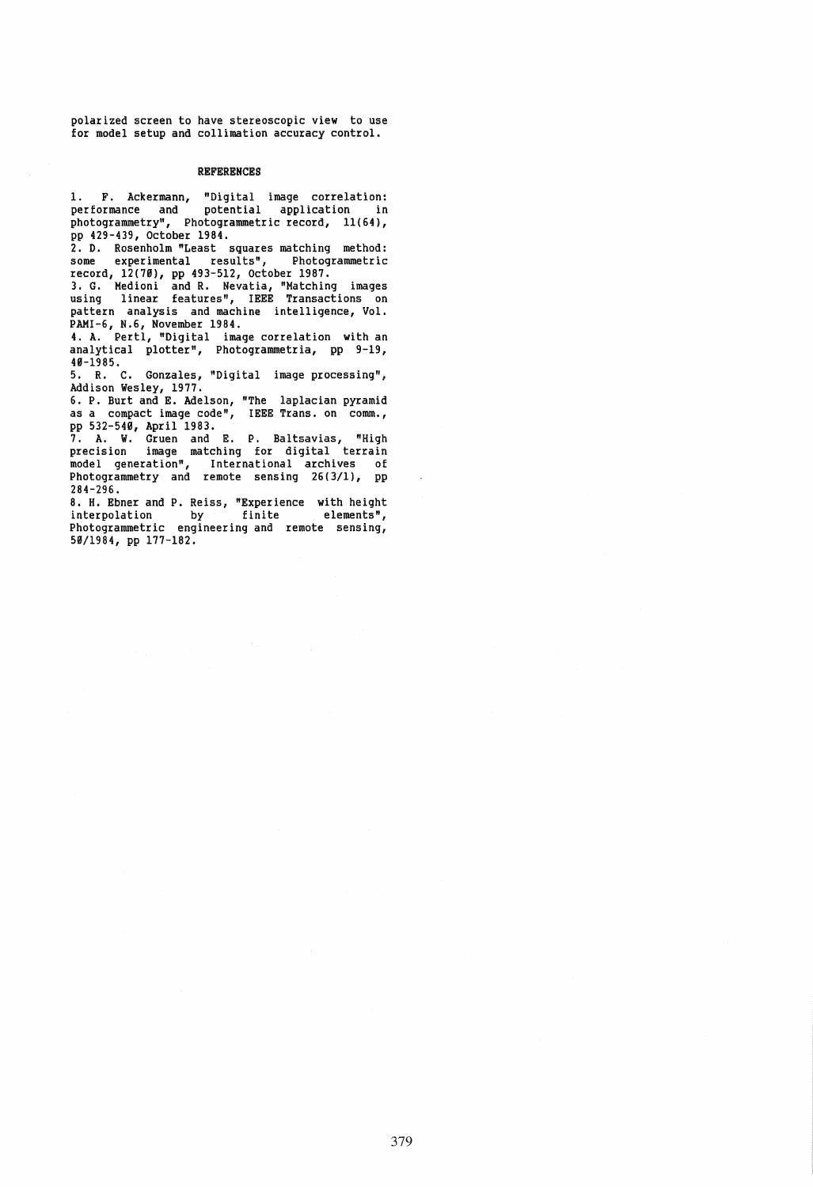polarized screen to have stereoscopic view to use for model setup and collimation accuracy control.

## REFERENCES

1. F. Ackermann, "Digital image correlation: performance and potential application in photogrammetry", Photogrammetric record, 11(64), pp 429-439, October 1984.
2. D. Rosenholm "Least squares matching method: some experimental results", Photogrammetric record, 12(70), pp 493-512, October 1987.
3. G. Medioni and R. Nevatia, "Matching images using linear features", IEEE Transactions on pattern analysis and machine intelligence, Vol. PAMI-6, N.6, November 1984.
4. A. Pertl, "Digital image correlation with an analytical plotter", Photogrammetria, pp 9-19, 40-1985.
5. R. C. Gonzales, "Digital image processing", Addison Wesley, 1977.
6. P. Burt and E. Adelson, "The laplacian pyramid as a compact image code", IEEE Trans. on comm., pp 532-540, April 1983.
7. A. W. Gruen and E. P. Baltsavias, "High precision image matching for digital terrain model generation", International archives of Photogrammetry and remote sensing 26(3/1), pp 284-296.
8. H. Ebner and P. Reiss, "Experience with height interpolation by finite elements", Photogrammetric engineering and remote sensing, 50/1984, pp 177-182.